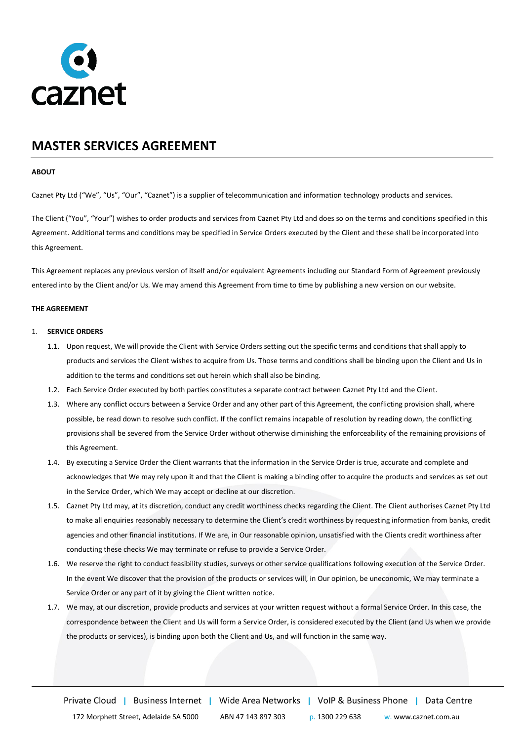# MASTER SERVICES AGREEMENT

**ABOUT**

Caznet Pty Ltd ("We", "Us", "Our", "Caznet") is a supplier of telecommunication and information technology products and services.

The Client ("You", "Your") wishes to order products and services from Caznet Pty Ltd and does so on the terms and conditions specified in this Agreement. Additional terms and conditions may be specified in Service Orders executed by the Client and these shall be incorporated into this Agreement.

This Agreement replaces any previous version of itself and/or equivalent Agreements including our Standard Form of Agreement previously entered into by the Client and/or Us. We may amend this Agreement from time to time by publishing a new version on our website.

**THE AGREEMENT**

1. **SERVICE ORDERS**
   1.1. Upon request, We will provide the Client with Service Orders setting out the specific terms and conditions that shall apply to products and services the Client wishes to acquire from Us. Those terms and conditions shall be binding upon the Client and Us in addition to the terms and conditions set out herein which shall also be binding.
   1.2. Each Service Order executed by both parties constitutes a separate contract between Caznet Pty Ltd and the Client.
   1.3. Where any conflict occurs between a Service Order and any other part of this Agreement, the conflicting provision shall, where possible, be read down to resolve such conflict. If the conflict remains incapable of resolution by reading down, the conflicting provisions shall be severed from the Service Order without otherwise diminishing the enforceability of the remaining provisions of this Agreement.
   1.4. By executing a Service Order the Client warrants that the information in the Service Order is true, accurate and complete and acknowledges that We may rely upon it and that the Client is making a binding offer to acquire the products and services as set out in the Service Order, which We may accept or decline at our discretion.
   1.5. Caznet Pty Ltd may, at its discretion, conduct any credit worthiness checks regarding the Client. The Client authorises Caznet Pty Ltd to make all enquiries reasonably necessary to determine the Client's credit worthiness by requesting information from banks, credit agencies and other financial institutions. If We are, in Our reasonable opinion, unsatisfied with the Clients credit worthiness after conducting these checks We may terminate or refuse to provide a Service Order.
   1.6. We reserve the right to conduct feasibility studies, surveys or other service qualifications following execution of the Service Order. In the event We discover that the provision of the products or services will, in Our opinion, be uneconomic, We may terminate a Service Order or any part of it by giving the Client written notice.
   1.7. We may, at our discretion, provide products and services at your written request without a formal Service Order. In this case, the correspondence between the Client and Us will form a Service Order, is considered executed by the Client (and Us when we provide the products or services), is binding upon both the Client and Us, and will function in the same way.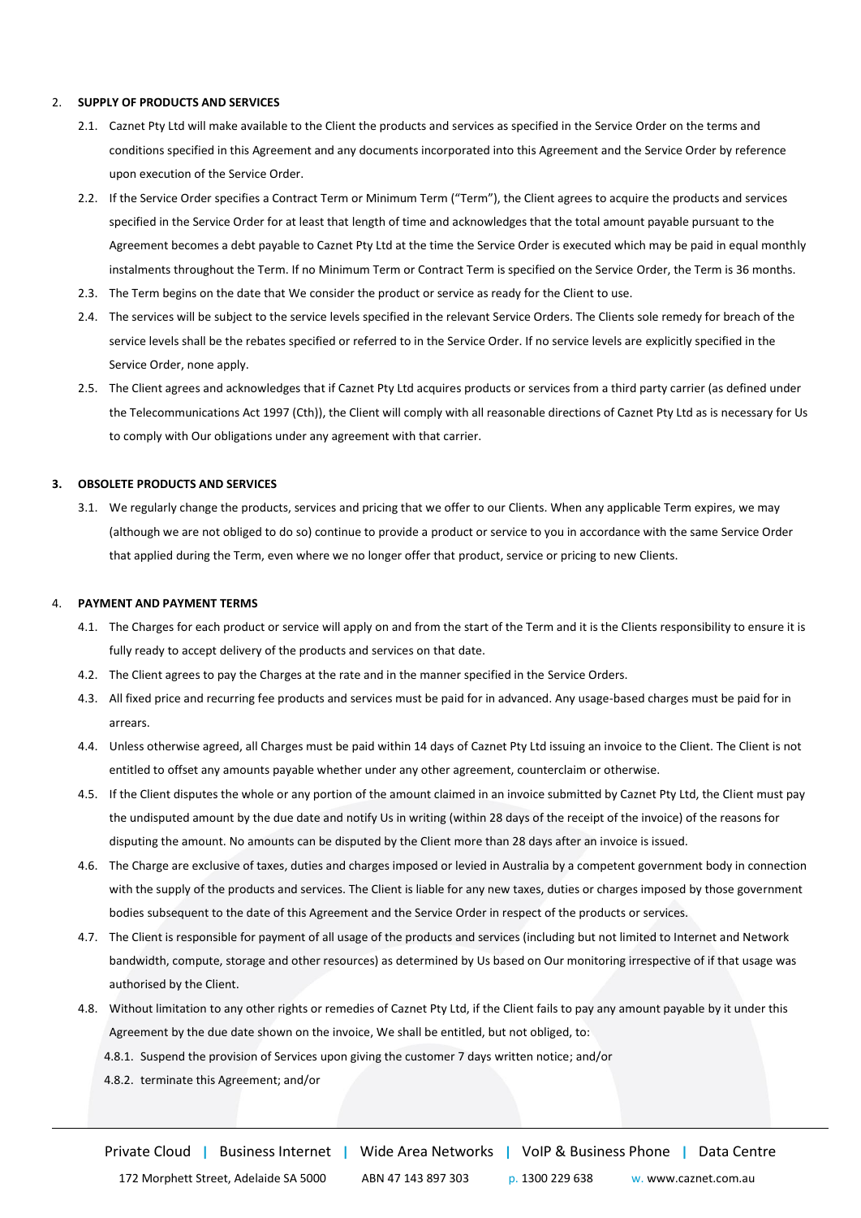2. **SUPPLY OF PRODUCTS AND SERVICES**

   2.1. Caznet Pty Ltd will make available to the Client the products and services as specified in the Service Order on the terms and conditions specified in this Agreement and any documents incorporated into this Agreement and the Service Order by reference upon execution of the Service Order.

   2.2. If the Service Order specifies a Contract Term or Minimum Term ("Term"), the Client agrees to acquire the products and services specified in the Service Order for at least that length of time and acknowledges that the total amount payable pursuant to the Agreement becomes a debt payable to Caznet Pty Ltd at the time the Service Order is executed which may be paid in equal monthly instalments throughout the Term. If no Minimum Term or Contract Term is specified on the Service Order, the Term is 36 months.

   2.3. The Term begins on the date that We consider the product or service as ready for the Client to use.

   2.4. The services will be subject to the service levels specified in the relevant Service Orders. The Clients sole remedy for breach of the service levels shall be the rebates specified or referred to in the Service Order. If no service levels are explicitly specified in the Service Order, none apply.

   2.5. The Client agrees and acknowledges that if Caznet Pty Ltd acquires products or services from a third party carrier (as defined under the Telecommunications Act 1997 (Cth)), the Client will comply with all reasonable directions of Caznet Pty Ltd as is necessary for Us to comply with Our obligations under any agreement with that carrier.

3. **OBSOLETE PRODUCTS AND SERVICES**

   3.1. We regularly change the products, services and pricing that we offer to our Clients. When any applicable Term expires, we may (although we are not obliged to do so) continue to provide a product or service to you in accordance with the same Service Order that applied during the Term, even where we no longer offer that product, service or pricing to new Clients.

4. **PAYMENT AND PAYMENT TERMS**

   4.1. The Charges for each product or service will apply on and from the start of the Term and it is the Clients responsibility to ensure it is fully ready to accept delivery of the products and services on that date.

   4.2. The Client agrees to pay the Charges at the rate and in the manner specified in the Service Orders.

   4.3. All fixed price and recurring fee products and services must be paid for in advanced. Any usage-based charges must be paid for in arrears.

   4.4. Unless otherwise agreed, all Charges must be paid within 14 days of Caznet Pty Ltd issuing an invoice to the Client. The Client is not entitled to offset any amounts payable whether under any other agreement, counterclaim or otherwise.

   4.5. If the Client disputes the whole or any portion of the amount claimed in an invoice submitted by Caznet Pty Ltd, the Client must pay the undisputed amount by the due date and notify Us in writing (within 28 days of the receipt of the invoice) of the reasons for disputing the amount. No amounts can be disputed by the Client more than 28 days after an invoice is issued.

   4.6. The Charge are exclusive of taxes, duties and charges imposed or levied in Australia by a competent government body in connection with the supply of the products and services. The Client is liable for any new taxes, duties or charges imposed by those government bodies subsequent to the date of this Agreement and the Service Order in respect of the products or services.

   4.7. The Client is responsible for payment of all usage of the products and services (including but not limited to Internet and Network bandwidth, compute, storage and other resources) as determined by Us based on Our monitoring irrespective of if that usage was authorised by the Client.

   4.8. Without limitation to any other rights or remedies of Caznet Pty Ltd, if the Client fails to pay any amount payable by it under this Agreement by the due date shown on the invoice, We shall be entitled, but not obliged, to:

      4.8.1. Suspend the provision of Services upon giving the customer 7 days written notice; and/or

      4.8.2. terminate this Agreement; and/or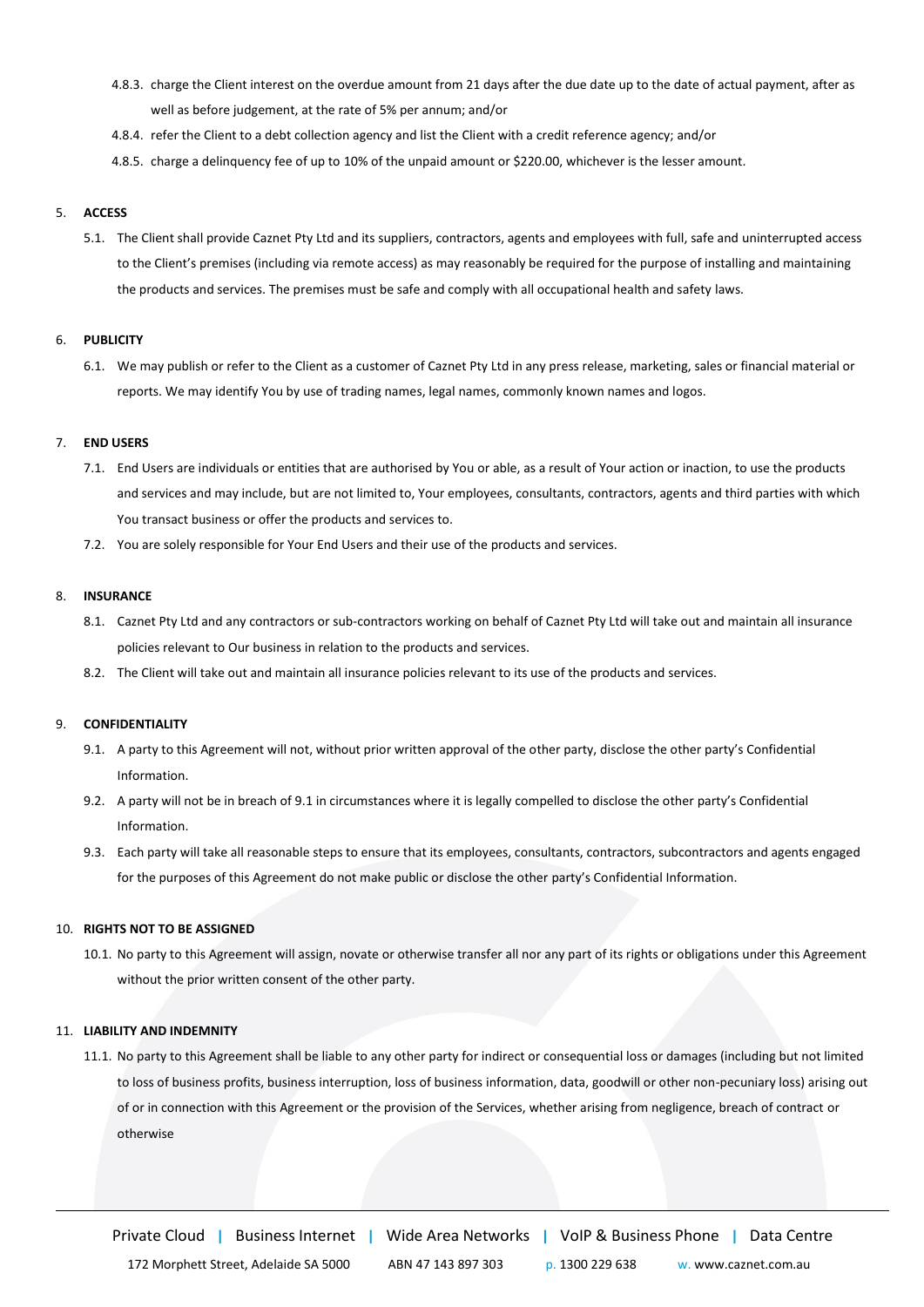4.8.3. charge the Client interest on the overdue amount from 21 days after the due date up to the date of actual payment, after as well as before judgement, at the rate of 5% per annum; and/or

4.8.4. refer the Client to a debt collection agency and list the Client with a credit reference agency; and/or

4.8.5. charge a delinquency fee of up to 10% of the unpaid amount or $220.00, whichever is the lesser amount.

5. **ACCESS**

5.1. The Client shall provide Caznet Pty Ltd and its suppliers, contractors, agents and employees with full, safe and uninterrupted access to the Client's premises (including via remote access) as may reasonably be required for the purpose of installing and maintaining the products and services. The premises must be safe and comply with all occupational health and safety laws.

6. **PUBLICITY**

6.1. We may publish or refer to the Client as a customer of Caznet Pty Ltd in any press release, marketing, sales or financial material or reports. We may identify You by use of trading names, legal names, commonly known names and logos.

7. **END USERS**

7.1. End Users are individuals or entities that are authorised by You or able, as a result of Your action or inaction, to use the products and services and may include, but are not limited to, Your employees, consultants, contractors, agents and third parties with which You transact business or offer the products and services to.

7.2. You are solely responsible for Your End Users and their use of the products and services.

8. **INSURANCE**

8.1. Caznet Pty Ltd and any contractors or sub-contractors working on behalf of Caznet Pty Ltd will take out and maintain all insurance policies relevant to Our business in relation to the products and services.

8.2. The Client will take out and maintain all insurance policies relevant to its use of the products and services.

9. **CONFIDENTIALITY**

9.1. A party to this Agreement will not, without prior written approval of the other party, disclose the other party's Confidential Information.

9.2. A party will not be in breach of 9.1 in circumstances where it is legally compelled to disclose the other party's Confidential Information.

9.3. Each party will take all reasonable steps to ensure that its employees, consultants, contractors, subcontractors and agents engaged for the purposes of this Agreement do not make public or disclose the other party's Confidential Information.

10. **RIGHTS NOT TO BE ASSIGNED**

10.1. No party to this Agreement will assign, novate or otherwise transfer all nor any part of its rights or obligations under this Agreement without the prior written consent of the other party.

11. **LIABILITY AND INDEMNITY**

11.1. No party to this Agreement shall be liable to any other party for indirect or consequential loss or damages (including but not limited to loss of business profits, business interruption, loss of business information, data, goodwill or other non-pecuniary loss) arising out of or in connection with this Agreement or the provision of the Services, whether arising from negligence, breach of contract or otherwise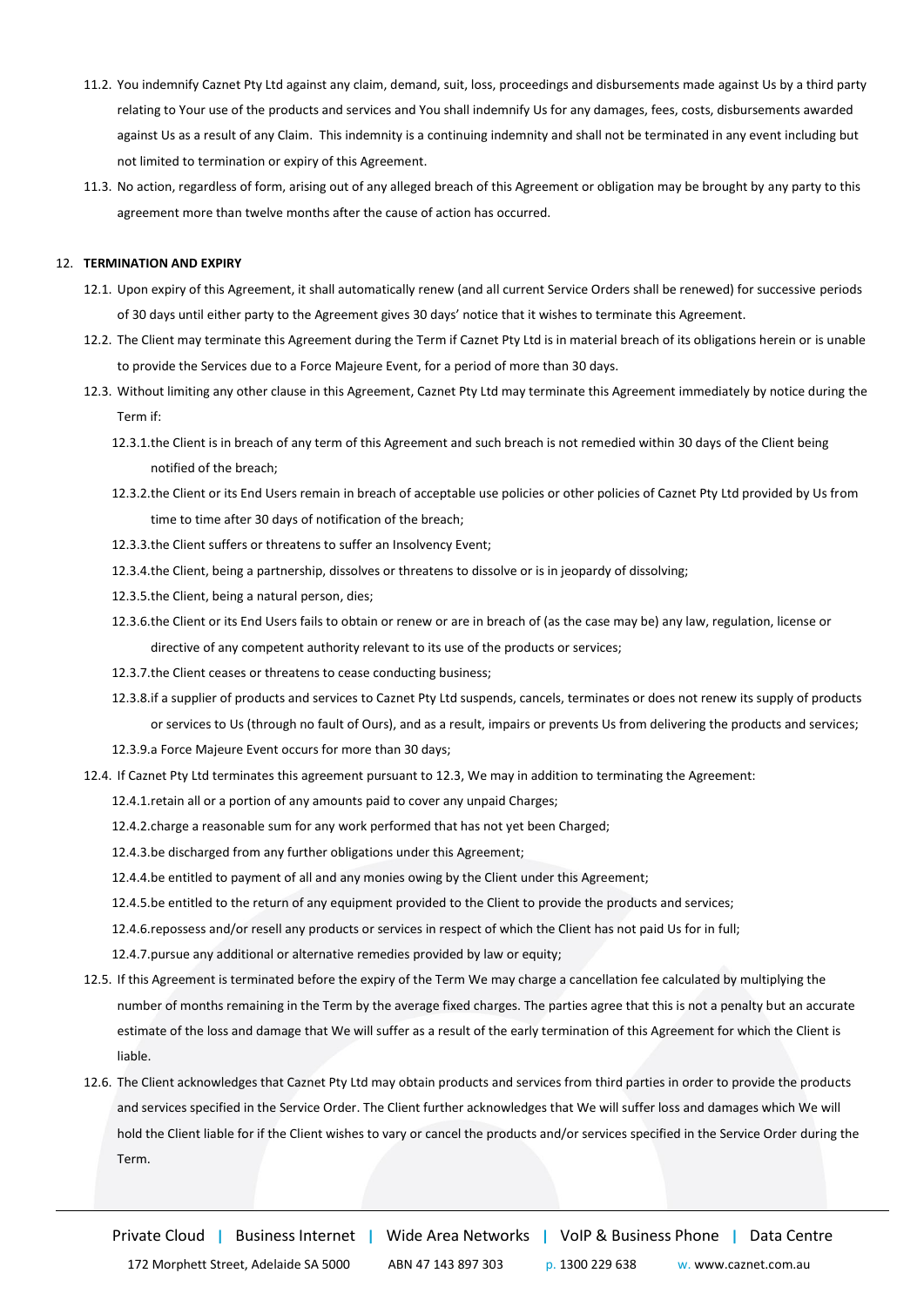11.2. You indemnify Caznet Pty Ltd against any claim, demand, suit, loss, proceedings and disbursements made against Us by a third party relating to Your use of the products and services and You shall indemnify Us for any damages, fees, costs, disbursements awarded against Us as a result of any Claim. This indemnity is a continuing indemnity and shall not be terminated in any event including but not limited to termination or expiry of this Agreement.

11.3. No action, regardless of form, arising out of any alleged breach of this Agreement or obligation may be brought by any party to this agreement more than twelve months after the cause of action has occurred.

## 12. TERMINATION AND EXPIRY

12.1. Upon expiry of this Agreement, it shall automatically renew (and all current Service Orders shall be renewed) for successive periods of 30 days until either party to the Agreement gives 30 days' notice that it wishes to terminate this Agreement.

12.2. The Client may terminate this Agreement during the Term if Caznet Pty Ltd is in material breach of its obligations herein or is unable to provide the Services due to a Force Majeure Event, for a period of more than 30 days.

12.3. Without limiting any other clause in this Agreement, Caznet Pty Ltd may terminate this Agreement immediately by notice during the Term if:

12.3.1. the Client is in breach of any term of this Agreement and such breach is not remedied within 30 days of the Client being notified of the breach;

12.3.2. the Client or its End Users remain in breach of acceptable use policies or other policies of Caznet Pty Ltd provided by Us from time to time after 30 days of notification of the breach;

12.3.3. the Client suffers or threatens to suffer an Insolvency Event;

12.3.4. the Client, being a partnership, dissolves or threatens to dissolve or is in jeopardy of dissolving;

12.3.5. the Client, being a natural person, dies;

12.3.6. the Client or its End Users fails to obtain or renew or are in breach of (as the case may be) any law, regulation, license or directive of any competent authority relevant to its use of the products or services;

12.3.7. the Client ceases or threatens to cease conducting business;

12.3.8. if a supplier of products and services to Caznet Pty Ltd suspends, cancels, terminates or does not renew its supply of products or services to Us (through no fault of Ours), and as a result, impairs or prevents Us from delivering the products and services;

12.3.9. a Force Majeure Event occurs for more than 30 days;

12.4. If Caznet Pty Ltd terminates this agreement pursuant to 12.3, We may in addition to terminating the Agreement:

12.4.1. retain all or a portion of any amounts paid to cover any unpaid Charges;

12.4.2. charge a reasonable sum for any work performed that has not yet been Charged;

12.4.3. be discharged from any further obligations under this Agreement;

12.4.4. be entitled to payment of all and any monies owing by the Client under this Agreement;

12.4.5. be entitled to the return of any equipment provided to the Client to provide the products and services;

12.4.6. repossess and/or resell any products or services in respect of which the Client has not paid Us for in full;

12.4.7. pursue any additional or alternative remedies provided by law or equity;

12.5. If this Agreement is terminated before the expiry of the Term We may charge a cancellation fee calculated by multiplying the number of months remaining in the Term by the average fixed charges. The parties agree that this is not a penalty but an accurate estimate of the loss and damage that We will suffer as a result of the early termination of this Agreement for which the Client is liable.

12.6. The Client acknowledges that Caznet Pty Ltd may obtain products and services from third parties in order to provide the products and services specified in the Service Order. The Client further acknowledges that We will suffer loss and damages which We will hold the Client liable for if the Client wishes to vary or cancel the products and/or services specified in the Service Order during the Term.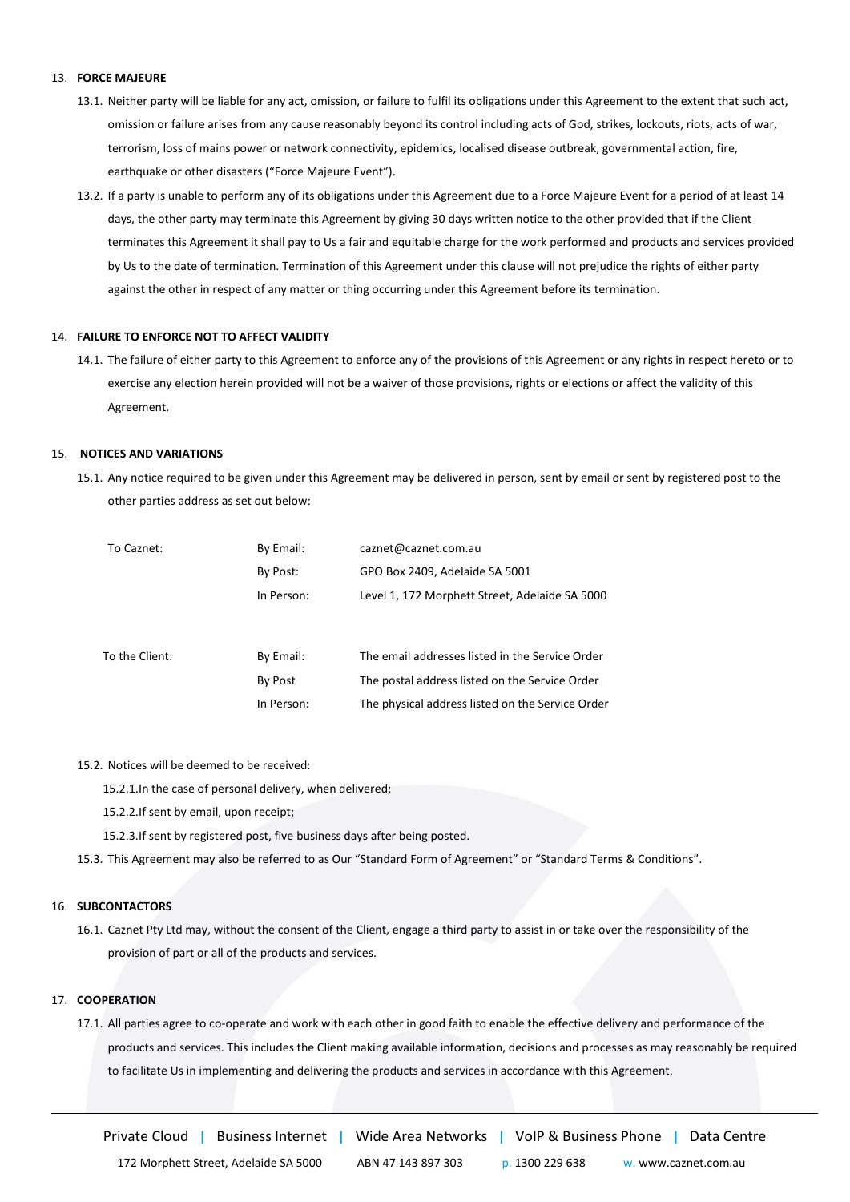13. **FORCE MAJEURE**

13.1. Neither party will be liable for any act, omission, or failure to fulfil its obligations under this Agreement to the extent that such act, omission or failure arises from any cause reasonably beyond its control including acts of God, strikes, lockouts, riots, acts of war, terrorism, loss of mains power or network connectivity, epidemics, localised disease outbreak, governmental action, fire, earthquake or other disasters ("Force Majeure Event").

13.2. If a party is unable to perform any of its obligations under this Agreement due to a Force Majeure Event for a period of at least 14 days, the other party may terminate this Agreement by giving 30 days written notice to the other provided that if the Client terminates this Agreement it shall pay to Us a fair and equitable charge for the work performed and products and services provided by Us to the date of termination. Termination of this Agreement under this clause will not prejudice the rights of either party against the other in respect of any matter or thing occurring under this Agreement before its termination.

14. **FAILURE TO ENFORCE NOT TO AFFECT VALIDITY**

14.1. The failure of either party to this Agreement to enforce any of the provisions of this Agreement or any rights in respect hereto or to exercise any election herein provided will not be a waiver of those provisions, rights or elections or affect the validity of this Agreement.

15. **NOTICES AND VARIATIONS**

15.1. Any notice required to be given under this Agreement may be delivered in person, sent by email or sent by registered post to the other parties address as set out below:

| | | |
|---|---|---|
| To Caznet: | By Email: | caznet@caznet.com.au |
| | By Post: | GPO Box 2409, Adelaide SA 5001 |
| | In Person: | Level 1, 172 Morphett Street, Adelaide SA 5000 |
| To the Client: | By Email: | The email addresses listed in the Service Order |
| | By Post | The postal address listed on the Service Order |
| | In Person: | The physical address listed on the Service Order |

15.2. Notices will be deemed to be received:

15.2.1. In the case of personal delivery, when delivered;

15.2.2. If sent by email, upon receipt;

15.2.3. If sent by registered post, five business days after being posted.

15.3. This Agreement may also be referred to as Our "Standard Form of Agreement" or "Standard Terms & Conditions".

16. **SUBCONTACTORS**

16.1. Caznet Pty Ltd may, without the consent of the Client, engage a third party to assist in or take over the responsibility of the provision of part or all of the products and services.

17. **COOPERATION**

17.1. All parties agree to co-operate and work with each other in good faith to enable the effective delivery and performance of the products and services. This includes the Client making available information, decisions and processes as may reasonably be required to facilitate Us in implementing and delivering the products and services in accordance with this Agreement.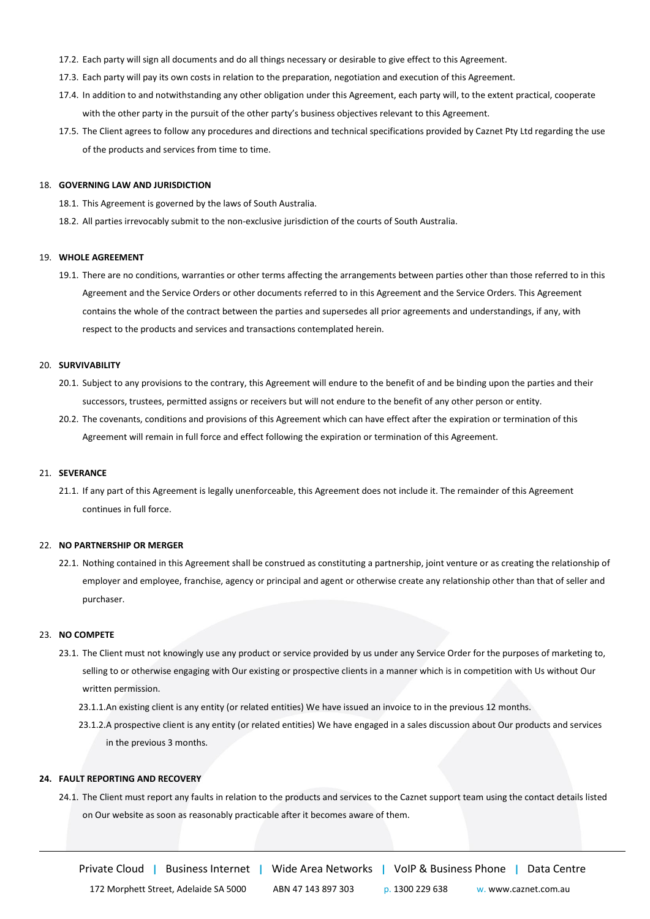17.2. Each party will sign all documents and do all things necessary or desirable to give effect to this Agreement.

17.3. Each party will pay its own costs in relation to the preparation, negotiation and execution of this Agreement.

17.4. In addition to and notwithstanding any other obligation under this Agreement, each party will, to the extent practical, cooperate with the other party in the pursuit of the other party's business objectives relevant to this Agreement.

17.5. The Client agrees to follow any procedures and directions and technical specifications provided by Caznet Pty Ltd regarding the use of the products and services from time to time.

18. **GOVERNING LAW AND JURISDICTION**

18.1. This Agreement is governed by the laws of South Australia.

18.2. All parties irrevocably submit to the non-exclusive jurisdiction of the courts of South Australia.

19. **WHOLE AGREEMENT**

19.1. There are no conditions, warranties or other terms affecting the arrangements between parties other than those referred to in this Agreement and the Service Orders or other documents referred to in this Agreement and the Service Orders. This Agreement contains the whole of the contract between the parties and supersedes all prior agreements and understandings, if any, with respect to the products and services and transactions contemplated herein.

20. **SURVIVABILITY**

20.1. Subject to any provisions to the contrary, this Agreement will endure to the benefit of and be binding upon the parties and their successors, trustees, permitted assigns or receivers but will not endure to the benefit of any other person or entity.

20.2. The covenants, conditions and provisions of this Agreement which can have effect after the expiration or termination of this Agreement will remain in full force and effect following the expiration or termination of this Agreement.

21. **SEVERANCE**

21.1. If any part of this Agreement is legally unenforceable, this Agreement does not include it. The remainder of this Agreement continues in full force.

22. **NO PARTNERSHIP OR MERGER**

22.1. Nothing contained in this Agreement shall be construed as constituting a partnership, joint venture or as creating the relationship of employer and employee, franchise, agency or principal and agent or otherwise create any relationship other than that of seller and purchaser.

23. **NO COMPETE**

23.1. The Client must not knowingly use any product or service provided by us under any Service Order for the purposes of marketing to, selling to or otherwise engaging with Our existing or prospective clients in a manner which is in competition with Us without Our written permission.

23.1.1. An existing client is any entity (or related entities) We have issued an invoice to in the previous 12 months.

23.1.2. A prospective client is any entity (or related entities) We have engaged in a sales discussion about Our products and services in the previous 3 months.

**24. FAULT REPORTING AND RECOVERY**

24.1. The Client must report any faults in relation to the products and services to the Caznet support team using the contact details listed on Our website as soon as reasonably practicable after it becomes aware of them.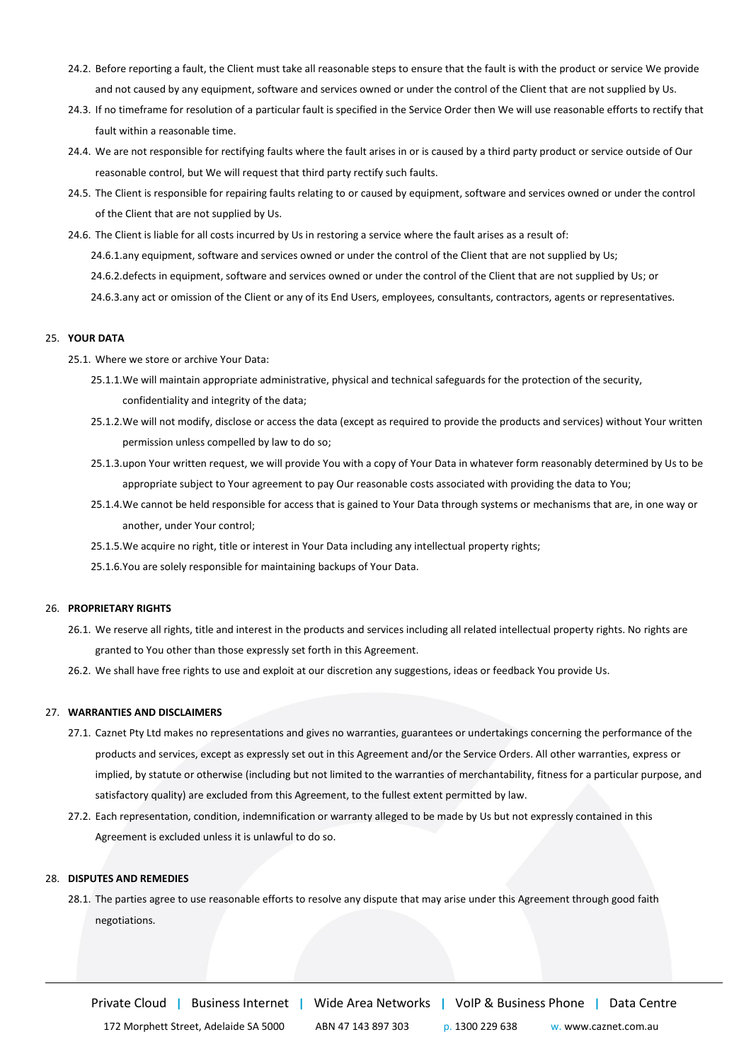24.2. Before reporting a fault, the Client must take all reasonable steps to ensure that the fault is with the product or service We provide and not caused by any equipment, software and services owned or under the control of the Client that are not supplied by Us.

24.3. If no timeframe for resolution of a particular fault is specified in the Service Order then We will use reasonable efforts to rectify that fault within a reasonable time.

24.4. We are not responsible for rectifying faults where the fault arises in or is caused by a third party product or service outside of Our reasonable control, but We will request that third party rectify such faults.

24.5. The Client is responsible for repairing faults relating to or caused by equipment, software and services owned or under the control of the Client that are not supplied by Us.

24.6. The Client is liable for all costs incurred by Us in restoring a service where the fault arises as a result of:

24.6.1. any equipment, software and services owned or under the control of the Client that are not supplied by Us;

24.6.2. defects in equipment, software and services owned or under the control of the Client that are not supplied by Us; or

24.6.3. any act or omission of the Client or any of its End Users, employees, consultants, contractors, agents or representatives.

## 25. YOUR DATA

25.1. Where we store or archive Your Data:

25.1.1. We will maintain appropriate administrative, physical and technical safeguards for the protection of the security, confidentiality and integrity of the data;

25.1.2. We will not modify, disclose or access the data (except as required to provide the products and services) without Your written permission unless compelled by law to do so;

25.1.3. upon Your written request, we will provide You with a copy of Your Data in whatever form reasonably determined by Us to be appropriate subject to Your agreement to pay Our reasonable costs associated with providing the data to You;

25.1.4. We cannot be held responsible for access that is gained to Your Data through systems or mechanisms that are, in one way or another, under Your control;

25.1.5. We acquire no right, title or interest in Your Data including any intellectual property rights;

25.1.6. You are solely responsible for maintaining backups of Your Data.

## 26. PROPRIETARY RIGHTS

26.1. We reserve all rights, title and interest in the products and services including all related intellectual property rights. No rights are granted to You other than those expressly set forth in this Agreement.

26.2. We shall have free rights to use and exploit at our discretion any suggestions, ideas or feedback You provide Us.

## 27. WARRANTIES AND DISCLAIMERS

27.1. Caznet Pty Ltd makes no representations and gives no warranties, guarantees or undertakings concerning the performance of the products and services, except as expressly set out in this Agreement and/or the Service Orders. All other warranties, express or implied, by statute or otherwise (including but not limited to the warranties of merchantability, fitness for a particular purpose, and satisfactory quality) are excluded from this Agreement, to the fullest extent permitted by law.

27.2. Each representation, condition, indemnification or warranty alleged to be made by Us but not expressly contained in this Agreement is excluded unless it is unlawful to do so.

## 28. DISPUTES AND REMEDIES

28.1. The parties agree to use reasonable efforts to resolve any dispute that may arise under this Agreement through good faith negotiations.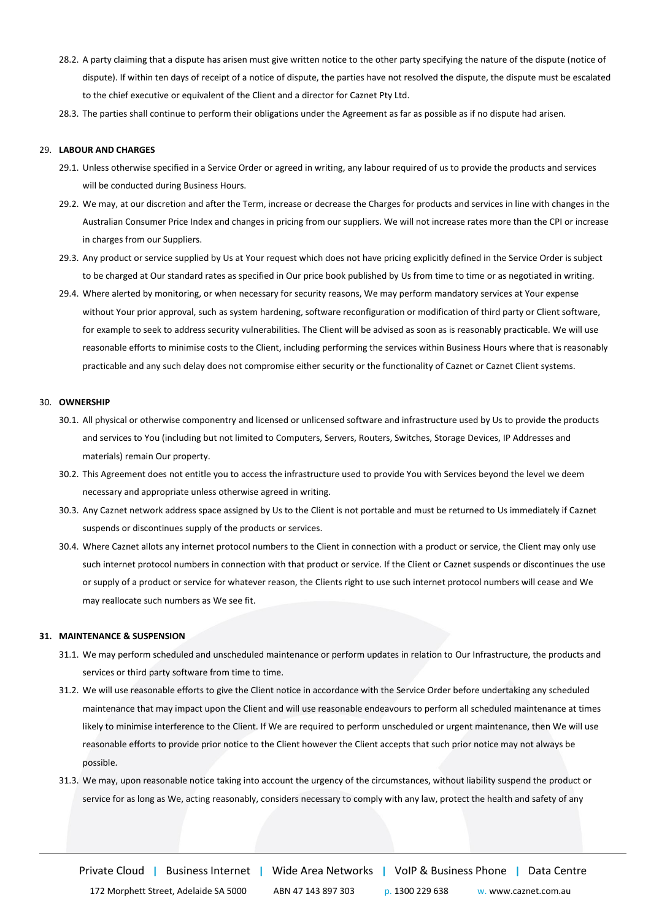28.2. A party claiming that a dispute has arisen must give written notice to the other party specifying the nature of the dispute (notice of dispute). If within ten days of receipt of a notice of dispute, the parties have not resolved the dispute, the dispute must be escalated to the chief executive or equivalent of the Client and a director for Caznet Pty Ltd.

28.3. The parties shall continue to perform their obligations under the Agreement as far as possible as if no dispute had arisen.

29. **LABOUR AND CHARGES**

29.1. Unless otherwise specified in a Service Order or agreed in writing, any labour required of us to provide the products and services will be conducted during Business Hours.

29.2. We may, at our discretion and after the Term, increase or decrease the Charges for products and services in line with changes in the Australian Consumer Price Index and changes in pricing from our suppliers. We will not increase rates more than the CPI or increase in charges from our Suppliers.

29.3. Any product or service supplied by Us at Your request which does not have pricing explicitly defined in the Service Order is subject to be charged at Our standard rates as specified in Our price book published by Us from time to time or as negotiated in writing.

29.4. Where alerted by monitoring, or when necessary for security reasons, We may perform mandatory services at Your expense without Your prior approval, such as system hardening, software reconfiguration or modification of third party or Client software, for example to seek to address security vulnerabilities. The Client will be advised as soon as is reasonably practicable. We will use reasonable efforts to minimise costs to the Client, including performing the services within Business Hours where that is reasonably practicable and any such delay does not compromise either security or the functionality of Caznet or Caznet Client systems.

30. **OWNERSHIP**

30.1. All physical or otherwise componentry and licensed or unlicensed software and infrastructure used by Us to provide the products and services to You (including but not limited to Computers, Servers, Routers, Switches, Storage Devices, IP Addresses and materials) remain Our property.

30.2. This Agreement does not entitle you to access the infrastructure used to provide You with Services beyond the level we deem necessary and appropriate unless otherwise agreed in writing.

30.3. Any Caznet network address space assigned by Us to the Client is not portable and must be returned to Us immediately if Caznet suspends or discontinues supply of the products or services.

30.4. Where Caznet allots any internet protocol numbers to the Client in connection with a product or service, the Client may only use such internet protocol numbers in connection with that product or service. If the Client or Caznet suspends or discontinues the use or supply of a product or service for whatever reason, the Clients right to use such internet protocol numbers will cease and We may reallocate such numbers as We see fit.

**31. MAINTENANCE & SUSPENSION**

31.1. We may perform scheduled and unscheduled maintenance or perform updates in relation to Our Infrastructure, the products and services or third party software from time to time.

31.2. We will use reasonable efforts to give the Client notice in accordance with the Service Order before undertaking any scheduled maintenance that may impact upon the Client and will use reasonable endeavours to perform all scheduled maintenance at times likely to minimise interference to the Client. If We are required to perform unscheduled or urgent maintenance, then We will use reasonable efforts to provide prior notice to the Client however the Client accepts that such prior notice may not always be possible.

31.3. We may, upon reasonable notice taking into account the urgency of the circumstances, without liability suspend the product or service for as long as We, acting reasonably, considers necessary to comply with any law, protect the health and safety of any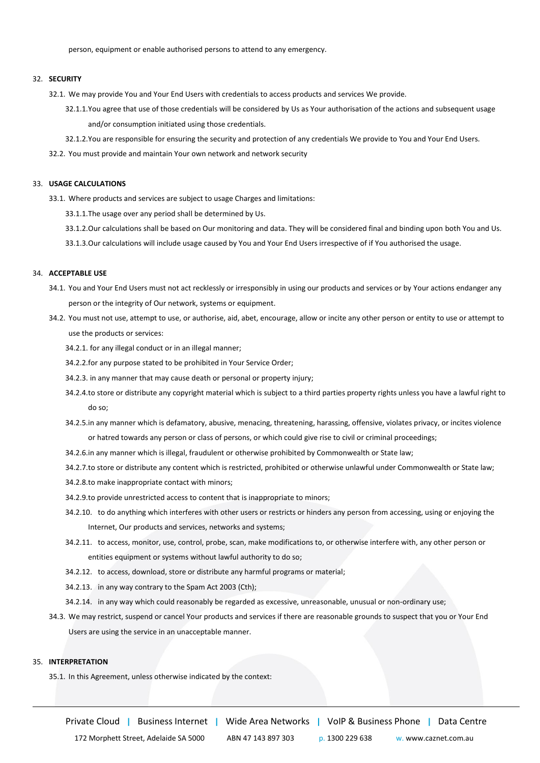person, equipment or enable authorised persons to attend to any emergency.

32. **SECURITY**

32.1. We may provide You and Your End Users with credentials to access products and services We provide.

32.1.1. You agree that use of those credentials will be considered by Us as Your authorisation of the actions and subsequent usage and/or consumption initiated using those credentials.

32.1.2. You are responsible for ensuring the security and protection of any credentials We provide to You and Your End Users.

32.2. You must provide and maintain Your own network and network security

33. **USAGE CALCULATIONS**

33.1. Where products and services are subject to usage Charges and limitations:

33.1.1. The usage over any period shall be determined by Us.

33.1.2. Our calculations shall be based on Our monitoring and data. They will be considered final and binding upon both You and Us.

33.1.3. Our calculations will include usage caused by You and Your End Users irrespective of if You authorised the usage.

34. **ACCEPTABLE USE**

34.1. You and Your End Users must not act recklessly or irresponsibly in using our products and services or by Your actions endanger any person or the integrity of Our network, systems or equipment.

34.2. You must not use, attempt to use, or authorise, aid, abet, encourage, allow or incite any other person or entity to use or attempt to use the products or services:

34.2.1. for any illegal conduct or in an illegal manner;

34.2.2. for any purpose stated to be prohibited in Your Service Order;

34.2.3. in any manner that may cause death or personal or property injury;

34.2.4. to store or distribute any copyright material which is subject to a third parties property rights unless you have a lawful right to do so;

34.2.5. in any manner which is defamatory, abusive, menacing, threatening, harassing, offensive, violates privacy, or incites violence or hatred towards any person or class of persons, or which could give rise to civil or criminal proceedings;

34.2.6. in any manner which is illegal, fraudulent or otherwise prohibited by Commonwealth or State law;

34.2.7. to store or distribute any content which is restricted, prohibited or otherwise unlawful under Commonwealth or State law;

34.2.8. to make inappropriate contact with minors;

34.2.9. to provide unrestricted access to content that is inappropriate to minors;

34.2.10. to do anything which interferes with other users or restricts or hinders any person from accessing, using or enjoying the Internet, Our products and services, networks and systems;

34.2.11. to access, monitor, use, control, probe, scan, make modifications to, or otherwise interfere with, any other person or entities equipment or systems without lawful authority to do so;

34.2.12. to access, download, store or distribute any harmful programs or material;

34.2.13. in any way contrary to the Spam Act 2003 (Cth);

34.2.14. in any way which could reasonably be regarded as excessive, unreasonable, unusual or non-ordinary use;

34.3. We may restrict, suspend or cancel Your products and services if there are reasonable grounds to suspect that you or Your End Users are using the service in an unacceptable manner.

35. **INTERPRETATION**

35.1. In this Agreement, unless otherwise indicated by the context: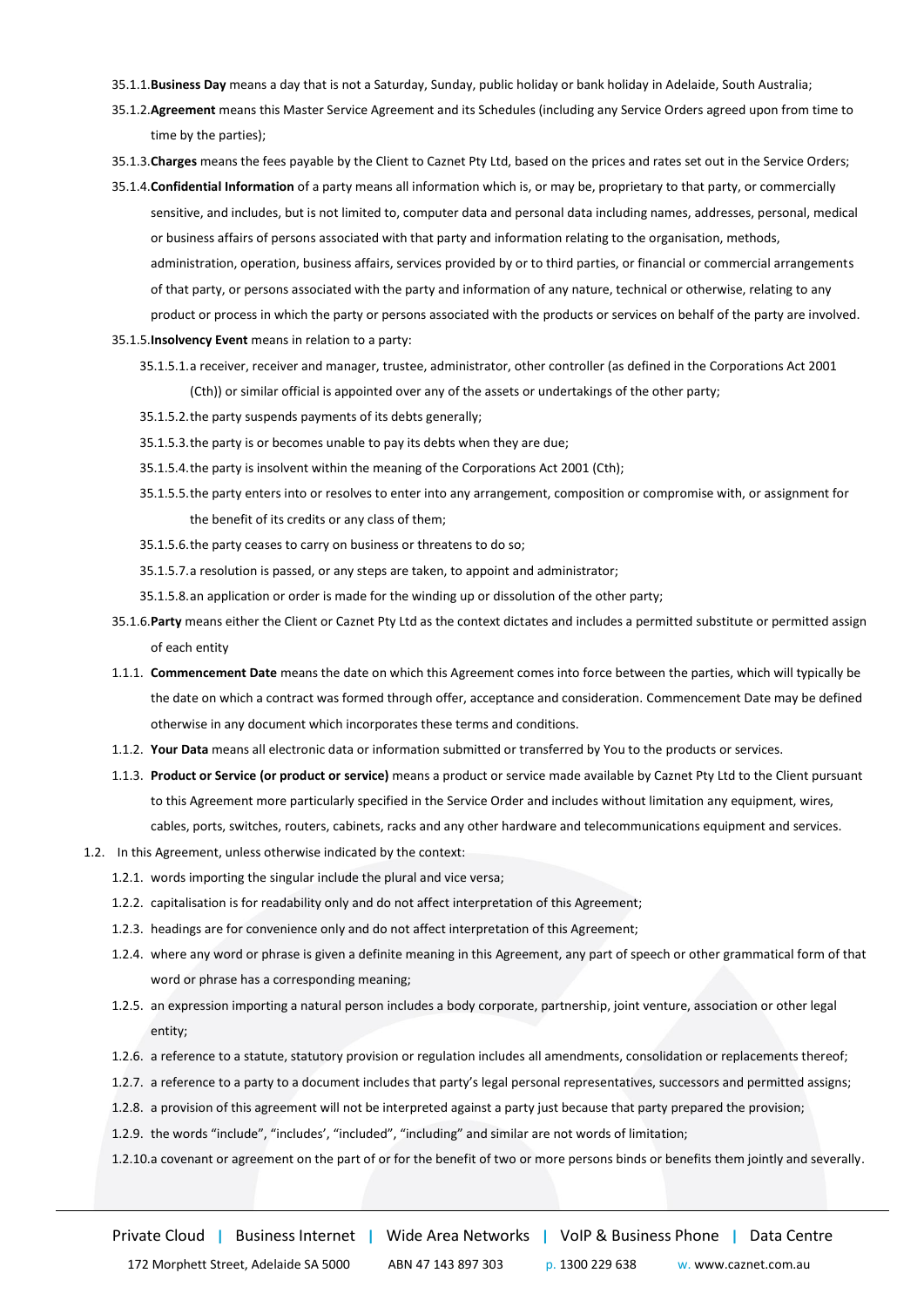35.1.1. **Business Day** means a day that is not a Saturday, Sunday, public holiday or bank holiday in Adelaide, South Australia;

35.1.2. **Agreement** means this Master Service Agreement and its Schedules (including any Service Orders agreed upon from time to time by the parties);

35.1.3. **Charges** means the fees payable by the Client to Caznet Pty Ltd, based on the prices and rates set out in the Service Orders;

35.1.4. **Confidential Information** of a party means all information which is, or may be, proprietary to that party, or commercially sensitive, and includes, but is not limited to, computer data and personal data including names, addresses, personal, medical or business affairs of persons associated with that party and information relating to the organisation, methods, administration, operation, business affairs, services provided by or to third parties, or financial or commercial arrangements of that party, or persons associated with the party and information of any nature, technical or otherwise, relating to any product or process in which the party or persons associated with the products or services on behalf of the party are involved.

35.1.5. **Insolvency Event** means in relation to a party:

35.1.5.1. a receiver, receiver and manager, trustee, administrator, other controller (as defined in the Corporations Act 2001 (Cth)) or similar official is appointed over any of the assets or undertakings of the other party;

35.1.5.2. the party suspends payments of its debts generally;

35.1.5.3. the party is or becomes unable to pay its debts when they are due;

35.1.5.4. the party is insolvent within the meaning of the Corporations Act 2001 (Cth);

35.1.5.5. the party enters into or resolves to enter into any arrangement, composition or compromise with, or assignment for the benefit of its credits or any class of them;

35.1.5.6. the party ceases to carry on business or threatens to do so;

35.1.5.7. a resolution is passed, or any steps are taken, to appoint and administrator;

35.1.5.8. an application or order is made for the winding up or dissolution of the other party;

35.1.6. **Party** means either the Client or Caznet Pty Ltd as the context dictates and includes a permitted substitute or permitted assign of each entity

1.1.1. **Commencement Date** means the date on which this Agreement comes into force between the parties, which will typically be the date on which a contract was formed through offer, acceptance and consideration. Commencement Date may be defined otherwise in any document which incorporates these terms and conditions.

1.1.2. **Your Data** means all electronic data or information submitted or transferred by You to the products or services.

1.1.3. **Product or Service (or product or service)** means a product or service made available by Caznet Pty Ltd to the Client pursuant to this Agreement more particularly specified in the Service Order and includes without limitation any equipment, wires, cables, ports, switches, routers, cabinets, racks and any other hardware and telecommunications equipment and services.

1.2. In this Agreement, unless otherwise indicated by the context:

1.2.1. words importing the singular include the plural and vice versa;

1.2.2. capitalisation is for readability only and do not affect interpretation of this Agreement;

1.2.3. headings are for convenience only and do not affect interpretation of this Agreement;

1.2.4. where any word or phrase is given a definite meaning in this Agreement, any part of speech or other grammatical form of that word or phrase has a corresponding meaning;

1.2.5. an expression importing a natural person includes a body corporate, partnership, joint venture, association or other legal entity;

1.2.6. a reference to a statute, statutory provision or regulation includes all amendments, consolidation or replacements thereof;

1.2.7. a reference to a party to a document includes that party's legal personal representatives, successors and permitted assigns;

1.2.8. a provision of this agreement will not be interpreted against a party just because that party prepared the provision;

1.2.9. the words "include", "includes', "included", "including" and similar are not words of limitation;

1.2.10. a covenant or agreement on the part of or for the benefit of two or more persons binds or benefits them jointly and severally.